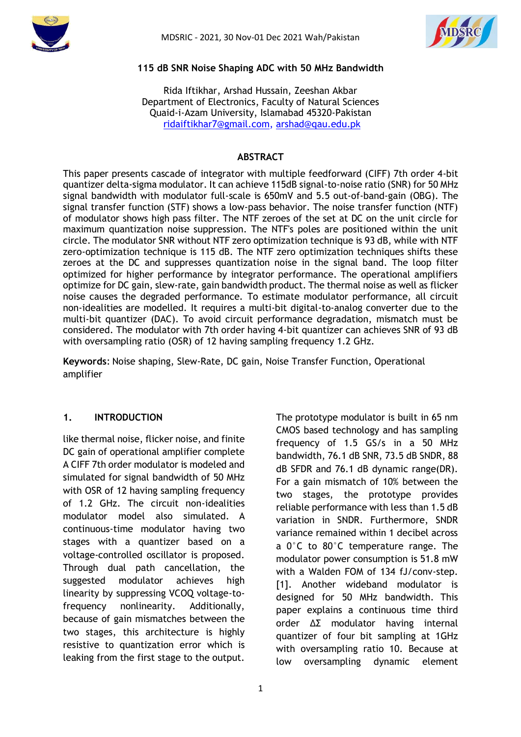# 115 dB SNR Noise Shaping ADC with 50 MHz Bandwidth

Rida Iftikhar, Arshad Hussain, Zeeshan Akbar
Department of Electronics, Faculty of Natural Sciences
Quaid-i-Azam University, Islamabad 45320-Pakistan
ridaiftikhar7@gmail.com, arshad@qau.edu.pk

## ABSTRACT

This paper presents cascade of integrator with multiple feedforward (CIFF) 7th order 4-bit quantizer delta-sigma modulator. It can achieve 115dB signal-to-noise ratio (SNR) for 50 MHz signal bandwidth with modulator full-scale is 650mV and 5.5 out-of-band-gain (OBG). The signal transfer function (STF) shows a low-pass behavior. The noise transfer function (NTF) of modulator shows high pass filter. The NTF zeroes of the set at DC on the unit circle for maximum quantization noise suppression. The NTF's poles are positioned within the unit circle. The modulator SNR without NTF zero optimization technique is 93 dB, while with NTF zero-optimization technique is 115 dB. The NTF zero optimization techniques shifts these zeroes at the DC and suppresses quantization noise in the signal band. The loop filter optimized for higher performance by integrator performance. The operational amplifiers optimize for DC gain, slew-rate, gain bandwidth product. The thermal noise as well as flicker noise causes the degraded performance. To estimate modulator performance, all circuit non-idealities are modelled. It requires a multi-bit digital-to-analog converter due to the multi-bit quantizer (DAC). To avoid circuit performance degradation, mismatch must be considered. The modulator with 7th order having 4-bit quantizer can achieves SNR of 93 dB with oversampling ratio (OSR) of 12 having sampling frequency 1.2 GHz.

**Keywords**: Noise shaping, Slew-Rate, DC gain, Noise Transfer Function, Operational amplifier

## 1. INTRODUCTION

like thermal noise, flicker noise, and finite DC gain of operational amplifier complete A CIFF 7th order modulator is modeled and simulated for signal bandwidth of 50 MHz with OSR of 12 having sampling frequency of 1.2 GHz. The circuit non-idealities modulator model also simulated. A continuous-time modulator having two stages with a quantizer based on a voltage-controlled oscillator is proposed. Through dual path cancellation, the suggested modulator achieves high linearity by suppressing VCOQ voltage-to-frequency nonlinearity. Additionally, because of gain mismatches between the two stages, this architecture is highly resistive to quantization error which is leaking from the first stage to the output. The prototype modulator is built in 65 nm CMOS based technology and has sampling frequency of 1.5 GS/s in a 50 MHz bandwidth, 76.1 dB SNR, 73.5 dB SNDR, 88 dB SFDR and 76.1 dB dynamic range(DR). For a gain mismatch of 10% between the two stages, the prototype provides reliable performance with less than 1.5 dB variation in SNDR. Furthermore, SNDR variance remained within 1 decibel across a 0°C to 80°C temperature range. The modulator power consumption is 51.8 mW with a Walden FOM of 134 fJ/conv-step. [1]. Another wideband modulator is designed for 50 MHz bandwidth. This paper explains a continuous time third order ΔΣ modulator having internal quantizer of four bit sampling at 1GHz with oversampling ratio 10. Because at low oversampling dynamic element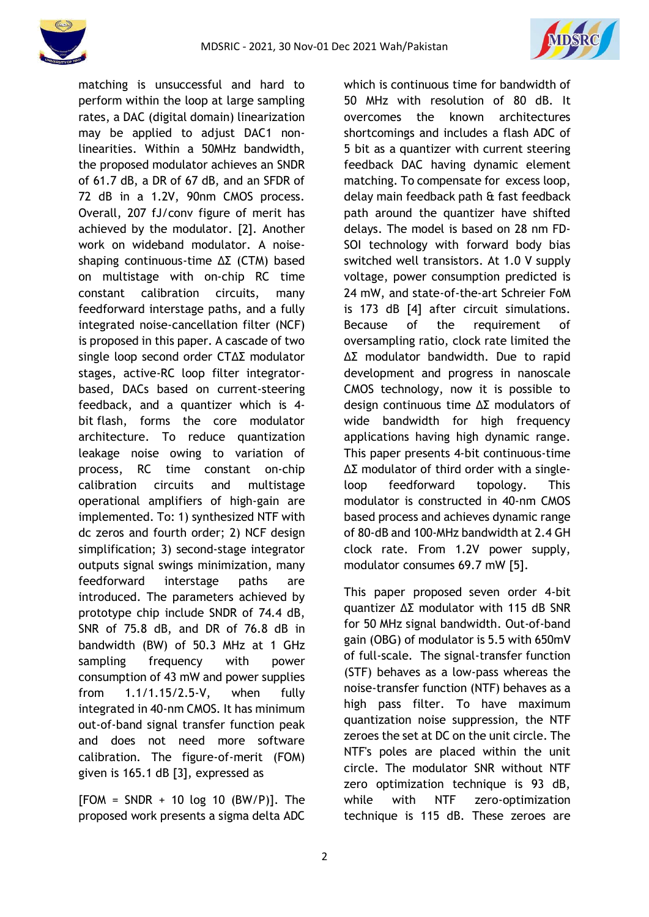matching is unsuccessful and hard to perform within the loop at large sampling rates, a DAC (digital domain) linearization may be applied to adjust DAC1 non-linearities. Within a 50MHz bandwidth, the proposed modulator achieves an SNDR of 61.7 dB, a DR of 67 dB, and an SFDR of 72 dB in a 1.2V, 90nm CMOS process. Overall, 207 fJ/conv figure of merit has achieved by the modulator. [2]. Another work on wideband modulator. A noise-shaping continuous-time ΔΣ (CTM) based on multistage with on-chip RC time constant calibration circuits, many feedforward interstage paths, and a fully integrated noise-cancellation filter (NCF) is proposed in this paper. A cascade of two single loop second order CTΔΣ modulator stages, active-RC loop filter integrator-based, DACs based on current-steering feedback, and a quantizer which is 4-bit flash, forms the core modulator architecture. To reduce quantization leakage noise owing to variation of process, RC time constant on-chip calibration circuits and multistage operational amplifiers of high-gain are implemented. To: 1) synthesized NTF with dc zeros and fourth order; 2) NCF design simplification; 3) second-stage integrator outputs signal swings minimization, many feedforward interstage paths are introduced. The parameters achieved by prototype chip include SNDR of 74.4 dB, SNR of 75.8 dB, and DR of 76.8 dB in bandwidth (BW) of 50.3 MHz at 1 GHz sampling frequency with power consumption of 43 mW and power supplies from 1.1/1.15/2.5-V, when fully integrated in 40-nm CMOS. It has minimum out-of-band signal transfer function peak and does not need more software calibration. The figure-of-merit (FOM) given is 165.1 dB [3], expressed as

[FOM = SNDR + 10 log 10 (BW/P)]. The proposed work presents a sigma delta ADC which is continuous time for bandwidth of 50 MHz with resolution of 80 dB. It overcomes the known architectures shortcomings and includes a flash ADC of 5 bit as a quantizer with current steering feedback DAC having dynamic element matching. To compensate for excess loop, delay main feedback path & fast feedback path around the quantizer have shifted delays. The model is based on 28 nm FD-SOI technology with forward body bias switched well transistors. At 1.0 V supply voltage, power consumption predicted is 24 mW, and state-of-the-art Schreier FoM is 173 dB [4] after circuit simulations. Because of the requirement of oversampling ratio, clock rate limited the ΔΣ modulator bandwidth. Due to rapid development and progress in nanoscale CMOS technology, now it is possible to design continuous time ΔΣ modulators of wide bandwidth for high frequency applications having high dynamic range. This paper presents 4-bit continuous-time ΔΣ modulator of third order with a single-loop feedforward topology. This modulator is constructed in 40-nm CMOS based process and achieves dynamic range of 80-dB and 100-MHz bandwidth at 2.4 GH clock rate. From 1.2V power supply, modulator consumes 69.7 mW [5].

This paper proposed seven order 4-bit quantizer ΔΣ modulator with 115 dB SNR for 50 MHz signal bandwidth. Out-of-band gain (OBG) of modulator is 5.5 with 650mV of full-scale. The signal-transfer function (STF) behaves as a low-pass whereas the noise-transfer function (NTF) behaves as a high pass filter. To have maximum quantization noise suppression, the NTF zeroes the set at DC on the unit circle. The NTF's poles are placed within the unit circle. The modulator SNR without NTF zero optimization technique is 93 dB, while with NTF zero-optimization technique is 115 dB. These zeroes are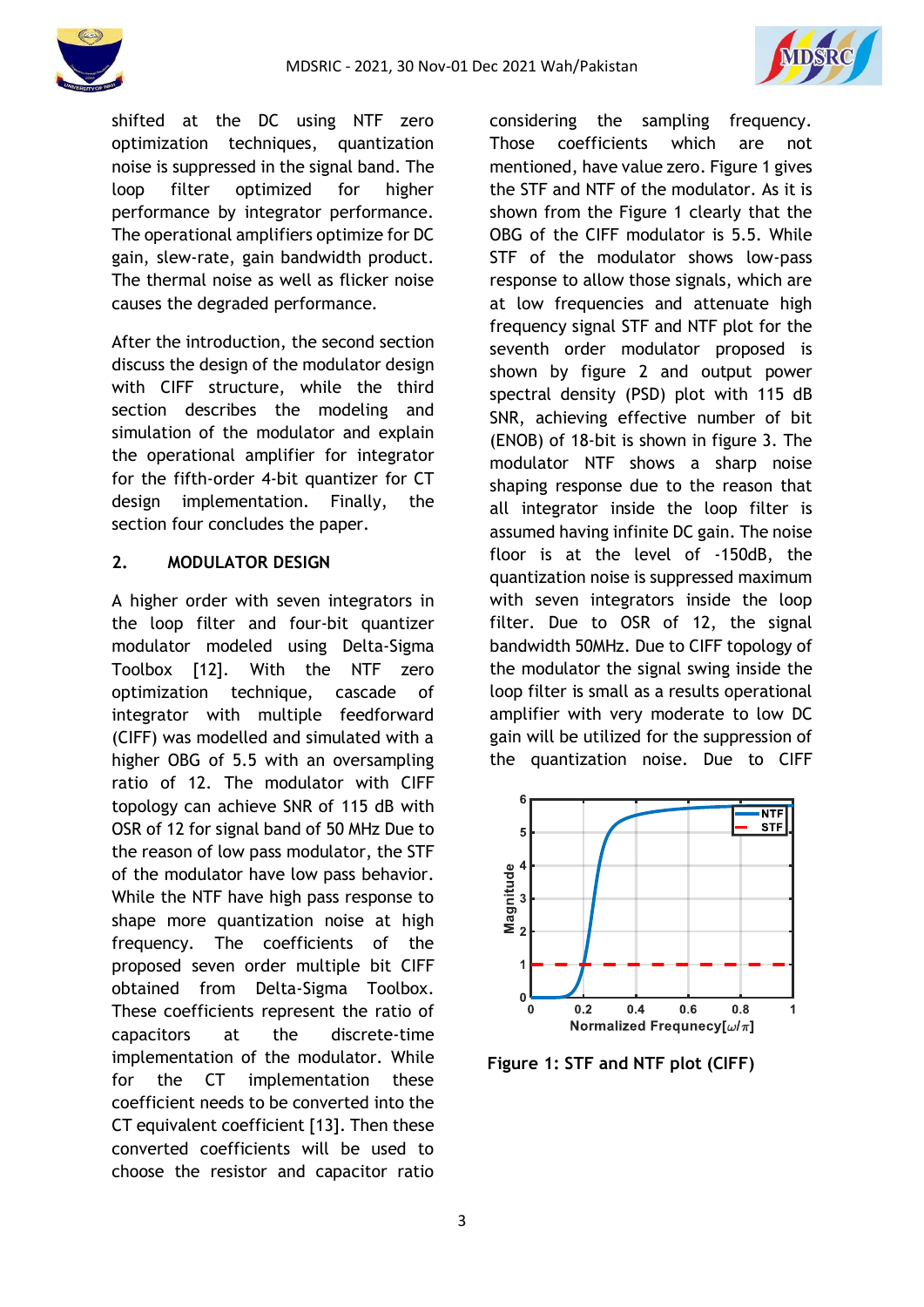shifted at the DC using NTF zero optimization techniques, quantization noise is suppressed in the signal band. The loop filter optimized for higher performance by integrator performance. The operational amplifiers optimize for DC gain, slew-rate, gain bandwidth product. The thermal noise as well as flicker noise causes the degraded performance.

After the introduction, the second section discuss the design of the modulator design with CIFF structure, while the third section describes the modeling and simulation of the modulator and explain the operational amplifier for integrator for the fifth-order 4-bit quantizer for CT design implementation. Finally, the section four concludes the paper.

## 2. MODULATOR DESIGN

A higher order with seven integrators in the loop filter and four-bit quantizer modulator modeled using Delta-Sigma Toolbox [12]. With the NTF zero optimization technique, cascade of integrator with multiple feedforward (CIFF) was modelled and simulated with a higher OBG of 5.5 with an oversampling ratio of 12. The modulator with CIFF topology can achieve SNR of 115 dB with OSR of 12 for signal band of 50 MHz Due to the reason of low pass modulator, the STF of the modulator have low pass behavior. While the NTF have high pass response to shape more quantization noise at high frequency. The coefficients of the proposed seven order multiple bit CIFF obtained from Delta-Sigma Toolbox. These coefficients represent the ratio of capacitors at the discrete-time implementation of the modulator. While for the CT implementation these coefficient needs to be converted into the CT equivalent coefficient [13]. Then these converted coefficients will be used to choose the resistor and capacitor ratio considering the sampling frequency. Those coefficients which are not mentioned, have value zero. Figure 1 gives the STF and NTF of the modulator. As it is shown from the Figure 1 clearly that the OBG of the CIFF modulator is 5.5. While STF of the modulator shows low-pass response to allow those signals, which are at low frequencies and attenuate high frequency signal STF and NTF plot for the seventh order modulator proposed is shown by figure 2 and output power spectral density (PSD) plot with 115 dB SNR, achieving effective number of bit (ENOB) of 18-bit is shown in figure 3. The modulator NTF shows a sharp noise shaping response due to the reason that all integrator inside the loop filter is assumed having infinite DC gain. The noise floor is at the level of -150dB, the quantization noise is suppressed maximum with seven integrators inside the loop filter. Due to OSR of 12, the signal bandwidth 50MHz. Due to CIFF topology of the modulator the signal swing inside the loop filter is small as a results operational amplifier with very moderate to low DC gain will be utilized for the suppression of the quantization noise. Due to CIFF

**Figure 1: STF and NTF plot (CIFF)**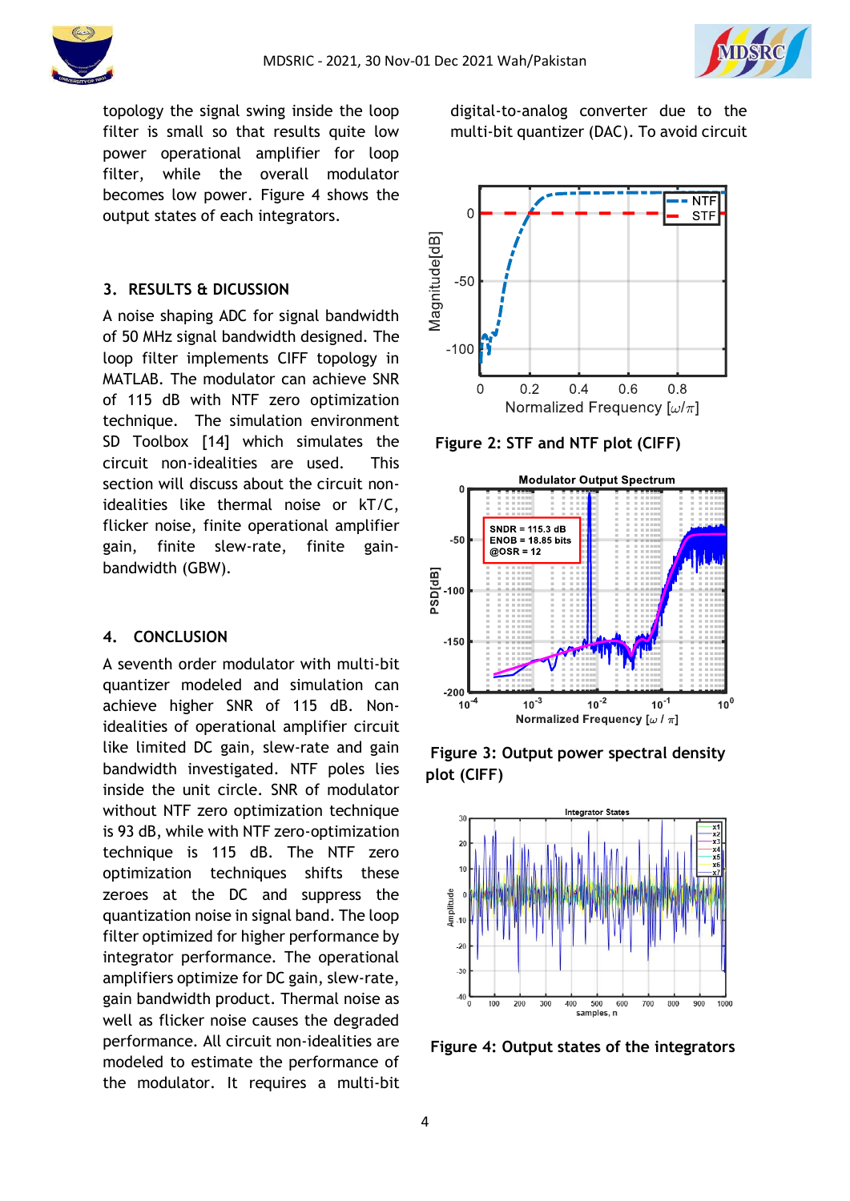topology the signal swing inside the loop filter is small so that results quite low power operational amplifier for loop filter, while the overall modulator becomes low power. Figure 4 shows the output states of each integrators.

## 3. RESULTS & DICUSSION

A noise shaping ADC for signal bandwidth of 50 MHz signal bandwidth designed. The loop filter implements CIFF topology in MATLAB. The modulator can achieve SNR of 115 dB with NTF zero optimization technique. The simulation environment SD Toolbox [14] which simulates the circuit non-idealities are used. This section will discuss about the circuit non-idealities like thermal noise or kT/C, flicker noise, finite operational amplifier gain, finite slew-rate, finite gain-bandwidth (GBW).

## 4. CONCLUSION

A seventh order modulator with multi-bit quantizer modeled and simulation can achieve higher SNR of 115 dB. Non-idealities of operational amplifier circuit like limited DC gain, slew-rate and gain bandwidth investigated. NTF poles lies inside the unit circle. SNR of modulator without NTF zero optimization technique is 93 dB, while with NTF zero-optimization technique is 115 dB. The NTF zero optimization techniques shifts these zeroes at the DC and suppress the quantization noise in signal band. The loop filter optimized for higher performance by integrator performance. The operational amplifiers optimize for DC gain, slew-rate, gain bandwidth product. Thermal noise as well as flicker noise causes the degraded performance. All circuit non-idealities are modeled to estimate the performance of the modulator. It requires a multi-bit digital-to-analog converter due to the multi-bit quantizer (DAC). To avoid circuit

**Figure 2: STF and NTF plot (CIFF)**

**Figure 3: Output power spectral density plot (CIFF)**

**Figure 4: Output states of the integrators**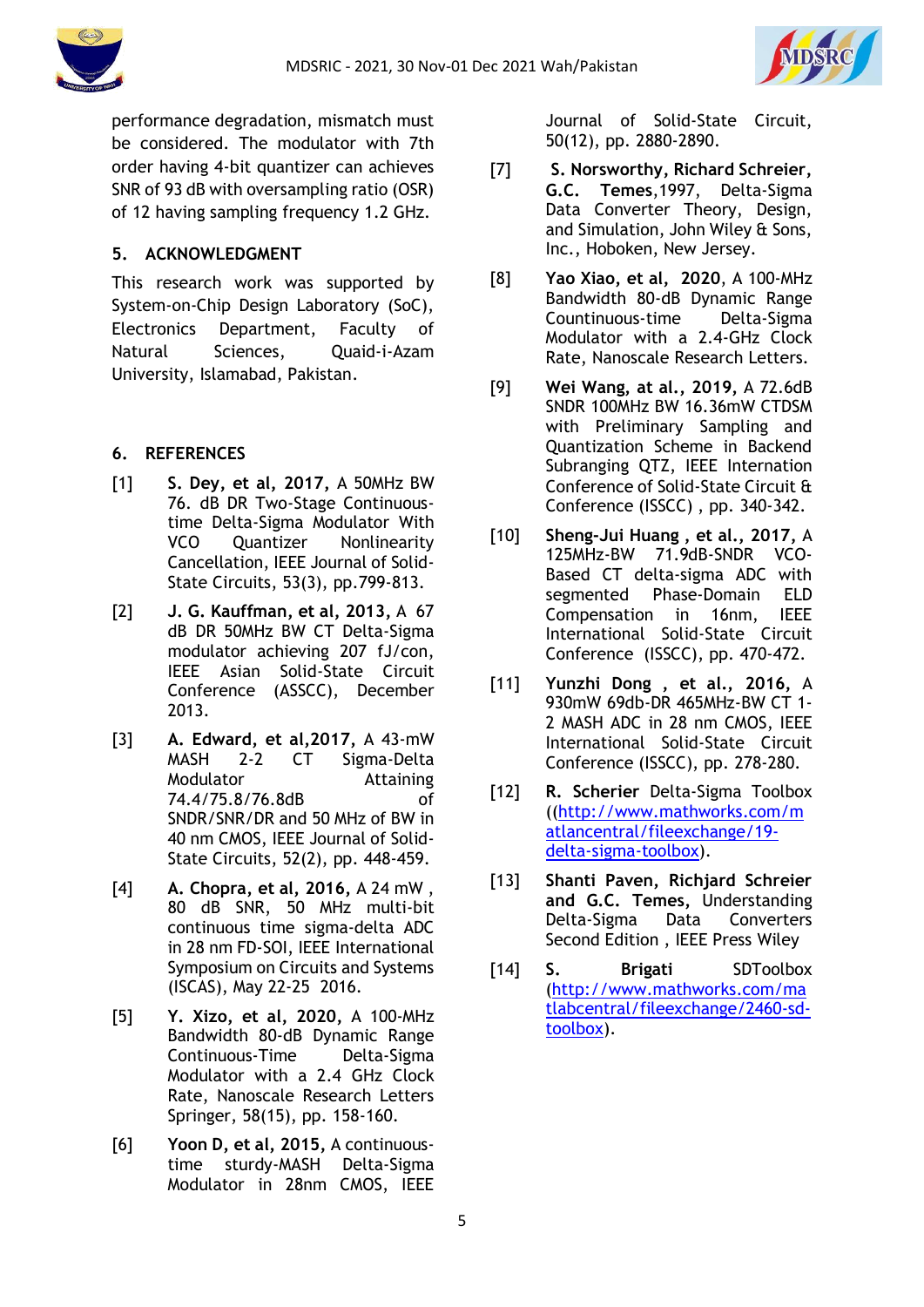performance degradation, mismatch must be considered. The modulator with 7th order having 4-bit quantizer can achieves SNR of 93 dB with oversampling ratio (OSR) of 12 having sampling frequency 1.2 GHz.

## 5. ACKNOWLEDGMENT

This research work was supported by System-on-Chip Design Laboratory (SoC), Electronics Department, Faculty of Natural Sciences, Quaid-i-Azam University, Islamabad, Pakistan.

## 6. REFERENCES

[1] **S. Dey, et al, 2017,** A 50MHz BW 76. dB DR Two-Stage Continuous-time Delta-Sigma Modulator With VCO Quantizer Nonlinearity Cancellation, IEEE Journal of Solid-State Circuits, 53(3), pp.799-813.

[2] **J. G. Kauffman, et al, 2013,** A 67 dB DR 50MHz BW CT Delta-Sigma modulator achieving 207 fJ/con, IEEE Asian Solid-State Circuit Conference (ASSCC), December 2013.

[3] **A. Edward, et al,2017,** A 43-mW MASH 2-2 CT Sigma-Delta Modulator Attaining 74.4/75.8/76.8dB of SNDR/SNR/DR and 50 MHz of BW in 40 nm CMOS, IEEE Journal of Solid-State Circuits, 52(2), pp. 448-459.

[4] **A. Chopra, et al, 2016,** A 24 mW , 80 dB SNR, 50 MHz multi-bit continuous time sigma-delta ADC in 28 nm FD-SOI, IEEE International Symposium on Circuits and Systems (ISCAS), May 22-25 2016.

[5] **Y. Xizo, et al, 2020,** A 100-MHz Bandwidth 80-dB Dynamic Range Continuous-Time Delta-Sigma Modulator with a 2.4 GHz Clock Rate, Nanoscale Research Letters Springer, 58(15), pp. 158-160.

[6] **Yoon D, et al, 2015,** A continuous-time sturdy-MASH Delta-Sigma Modulator in 28nm CMOS, IEEE Journal of Solid-State Circuit, 50(12), pp. 2880-2890.

[7] **S. Norsworthy, Richard Schreier, G.C. Temes**,1997, Delta-Sigma Data Converter Theory, Design, and Simulation, John Wiley & Sons, Inc., Hoboken, New Jersey.

[8] **Yao Xiao, et al, 2020**, A 100-MHz Bandwidth 80-dB Dynamic Range Countinuous-time Delta-Sigma Modulator with a 2.4-GHz Clock Rate, Nanoscale Research Letters.

[9] **Wei Wang, at al., 2019,** A 72.6dB SNDR 100MHz BW 16.36mW CTDSM with Preliminary Sampling and Quantization Scheme in Backend Subranging QTZ, IEEE Internation Conference of Solid-State Circuit & Conference (ISSCC) , pp. 340-342.

[10] **Sheng-Jui Huang , et al., 2017,** A 125MHz-BW 71.9dB-SNDR VCO-Based CT delta-sigma ADC with segmented Phase-Domain ELD Compensation in 16nm, IEEE International Solid-State Circuit Conference (ISSCC), pp. 470-472.

[11] **Yunzhi Dong , et al., 2016,** A 930mW 69db-DR 465MHz-BW CT 1-2 MASH ADC in 28 nm CMOS, IEEE International Solid-State Circuit Conference (ISSCC), pp. 278-280.

[12] **R. Scherier** Delta-Sigma Toolbox ((http://www.mathworks.com/matlancentral/fileexchange/19-delta-sigma-toolbox).

[13] **Shanti Paven, Richjard Schreier and G.C. Temes,** Understanding Delta-Sigma Data Converters Second Edition , IEEE Press Wiley

[14] **S. Brigati** SDToolbox (http://www.mathworks.com/matlabcentral/fileexchange/2460-sd-toolbox).